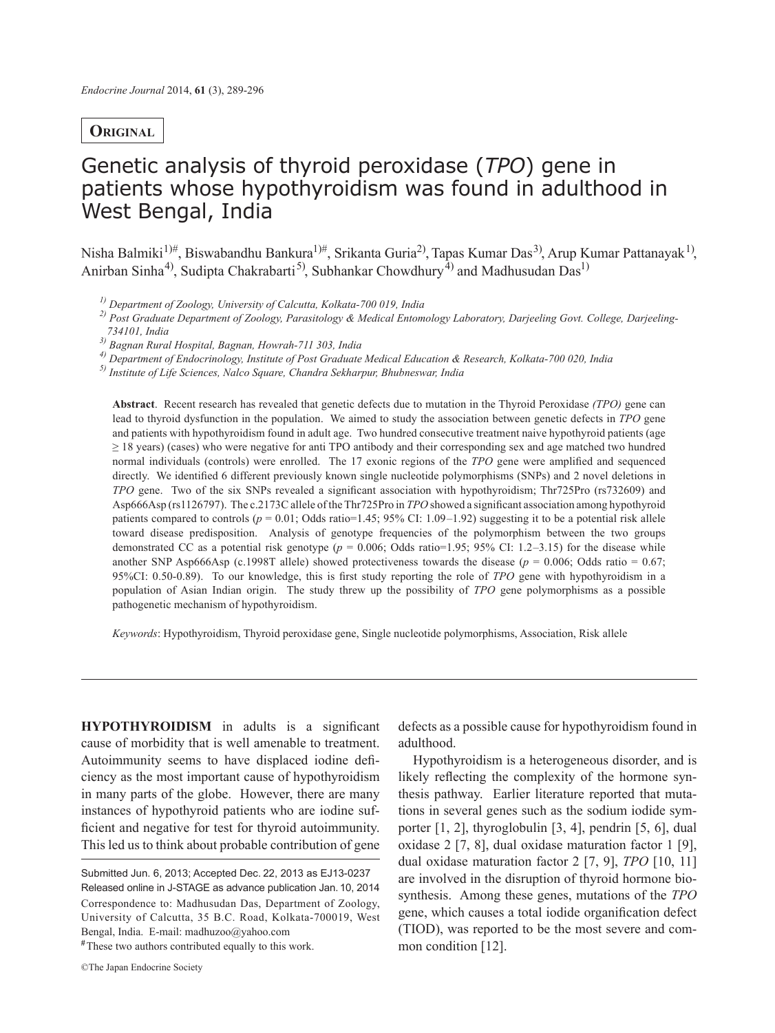**Original**

# Genetic analysis of thyroid peroxidase (*TPO*) gene in patients whose hypothyroidism was found in adulthood in West Bengal, India

Nisha Balmiki[1)#], Biswabandhu Bankura[1)#], Srikanta Guria[2)], Tapas Kumar Das[3)], Arup Kumar Pattanayak[1)], Anirban Sinha[4)], Sudipta Chakrabarti[5)], Subhankar Chowdhury[4)] and Madhusudan Das[1)]

*[1)] Department of Zoology, University of Calcutta, Kolkata-700 019, India*
*[2)] Post Graduate Department of Zoology, Parasitology & Medical Entomology Laboratory, Darjeeling Govt. College, Darjeeling-734101, India*
*[3)] Bagnan Rural Hospital, Bagnan, Howrah-711 303, India*
*[4)] Department of Endocrinology, Institute of Post Graduate Medical Education & Research, Kolkata-700 020, India*
*[5)] Institute of Life Sciences, Nalco Square, Chandra Sekharpur, Bhubneswar, India*

**Abstract**. Recent research has revealed that genetic defects due to mutation in the Thyroid Peroxidase *(TPO)* gene can lead to thyroid dysfunction in the population. We aimed to study the association between genetic defects in *TPO* gene and patients with hypothyroidism found in adult age. Two hundred consecutive treatment naive hypothyroid patients (age ≥ 18 years) (cases) who were negative for anti TPO antibody and their corresponding sex and age matched two hundred normal individuals (controls) were enrolled. The 17 exonic regions of the *TPO* gene were amplified and sequenced directly. We identified 6 different previously known single nucleotide polymorphisms (SNPs) and 2 novel deletions in *TPO* gene. Two of the six SNPs revealed a significant association with hypothyroidism; Thr725Pro (rs732609) and Asp666Asp (rs1126797). The c.2173C allele of the Thr725Pro in *TPO* showed a significant association among hypothyroid patients compared to controls ($p$ = 0.01; Odds ratio=1.45; 95% CI: 1.09–1.92) suggesting it to be a potential risk allele toward disease predisposition. Analysis of genotype frequencies of the polymorphism between the two groups demonstrated CC as a potential risk genotype ($p$ = 0.006; Odds ratio=1.95; 95% CI: 1.2–3.15) for the disease while another SNP Asp666Asp (c.1998T allele) showed protectiveness towards the disease ($p$ = 0.006; Odds ratio = 0.67; 95%CI: 0.50-0.89). To our knowledge, this is first study reporting the role of *TPO* gene with hypothyroidism in a population of Asian Indian origin. The study threw up the possibility of *TPO* gene polymorphisms as a possible pathogenetic mechanism of hypothyroidism.

*Keywords*: Hypothyroidism, Thyroid peroxidase gene, Single nucleotide polymorphisms, Association, Risk allele

**HYPOTHYROIDISM** in adults is a significant cause of morbidity that is well amenable to treatment. Autoimmunity seems to have displaced iodine deficiency as the most important cause of hypothyroidism in many parts of the globe. However, there are many instances of hypothyroid patients who are iodine sufficient and negative for test for thyroid autoimmunity. This led us to think about probable contribution of gene defects as a possible cause for hypothyroidism found in adulthood.

Hypothyroidism is a heterogeneous disorder, and is likely reflecting the complexity of the hormone synthesis pathway. Earlier literature reported that mutations in several genes such as the sodium iodide symporter [1, 2], thyroglobulin [3, 4], pendrin [5, 6], dual oxidase 2 [7, 8], dual oxidase maturation factor 1 [9], dual oxidase maturation factor 2 [7, 9], *TPO* [10, 11] are involved in the disruption of thyroid hormone biosynthesis. Among these genes, mutations of the *TPO* gene, which causes a total iodide organification defect (TIOD), was reported to be the most severe and common condition [12].

Submitted Jun. 6, 2013; Accepted Dec. 22, 2013 as EJ13-0237
Released online in J-STAGE as advance publication Jan. 10, 2014
Correspondence to: Madhusudan Das, Department of Zoology, University of Calcutta, 35 B.C. Road, Kolkata-700019, West Bengal, India. E-mail: madhuzoo@yahoo.com
[#] These two authors contributed equally to this work.

©The Japan Endocrine Society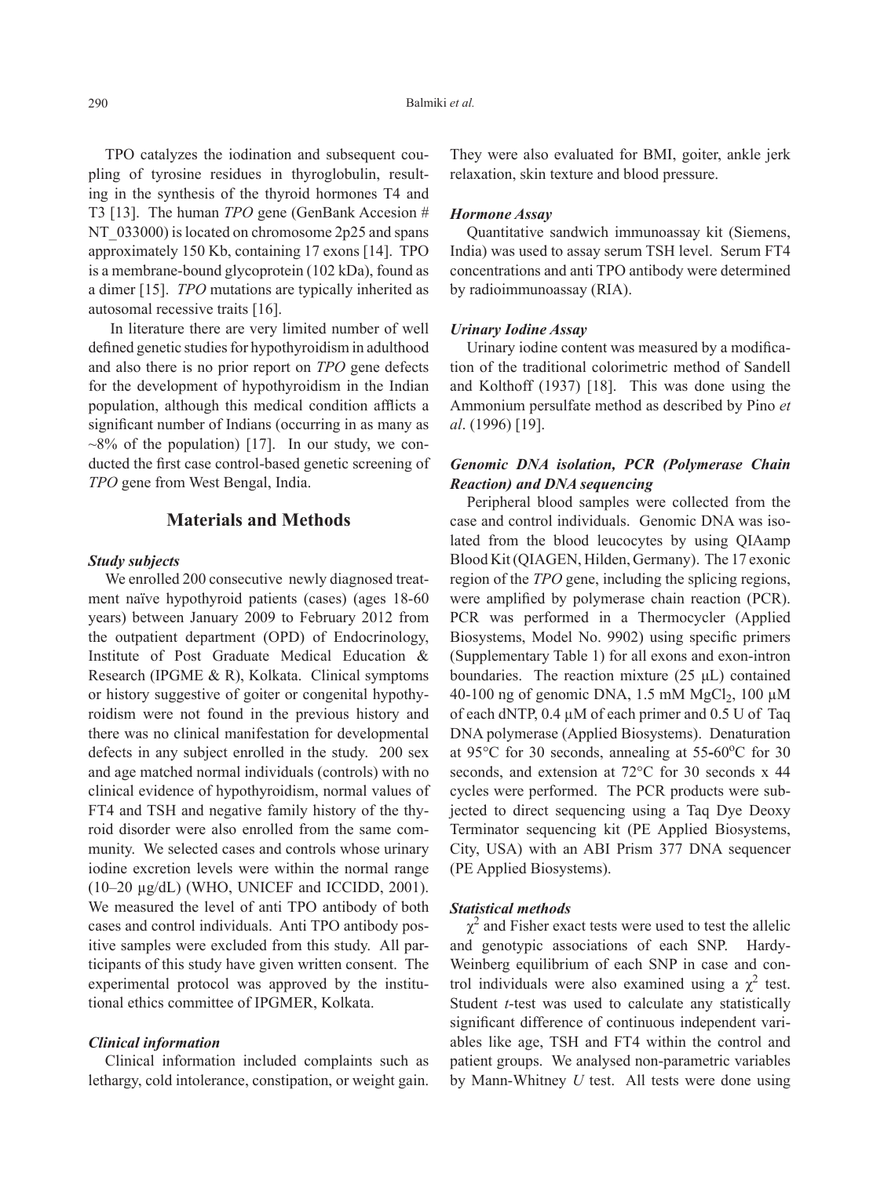TPO catalyzes the iodination and subsequent coupling of tyrosine residues in thyroglobulin, resulting in the synthesis of the thyroid hormones T4 and T3 [13]. The human *TPO* gene (GenBank Accesion # NT_033000) is located on chromosome 2p25 and spans approximately 150 Kb, containing 17 exons [14]. TPO is a membrane-bound glycoprotein (102 kDa), found as a dimer [15]. *TPO* mutations are typically inherited as autosomal recessive traits [16].

In literature there are very limited number of well defined genetic studies for hypothyroidism in adulthood and also there is no prior report on *TPO* gene defects for the development of hypothyroidism in the Indian population, although this medical condition afflicts a significant number of Indians (occurring in as many as ~8% of the population) [17]. In our study, we conducted the first case control-based genetic screening of *TPO* gene from West Bengal, India.

## Materials and Methods

### *Study subjects*

We enrolled 200 consecutive newly diagnosed treatment naïve hypothyroid patients (cases) (ages 18-60 years) between January 2009 to February 2012 from the outpatient department (OPD) of Endocrinology, Institute of Post Graduate Medical Education & Research (IPGME & R), Kolkata. Clinical symptoms or history suggestive of goiter or congenital hypothyroidism were not found in the previous history and there was no clinical manifestation for developmental defects in any subject enrolled in the study. 200 sex and age matched normal individuals (controls) with no clinical evidence of hypothyroidism, normal values of FT4 and TSH and negative family history of the thyroid disorder were also enrolled from the same community. We selected cases and controls whose urinary iodine excretion levels were within the normal range (10–20 µg/dL) (WHO, UNICEF and ICCIDD, 2001). We measured the level of anti TPO antibody of both cases and control individuals. Anti TPO antibody positive samples were excluded from this study. All participants of this study have given written consent. The experimental protocol was approved by the institutional ethics committee of IPGMER, Kolkata.

### *Clinical information*

Clinical information included complaints such as lethargy, cold intolerance, constipation, or weight gain. They were also evaluated for BMI, goiter, ankle jerk relaxation, skin texture and blood pressure.

### *Hormone Assay*

Quantitative sandwich immunoassay kit (Siemens, India) was used to assay serum TSH level. Serum FT4 concentrations and anti TPO antibody were determined by radioimmunoassay (RIA).

### *Urinary Iodine Assay*

Urinary iodine content was measured by a modification of the traditional colorimetric method of Sandell and Kolthoff (1937) [18]. This was done using the Ammonium persulfate method as described by Pino *et al*. (1996) [19].

### *Genomic DNA isolation, PCR (Polymerase Chain Reaction) and DNA sequencing*

Peripheral blood samples were collected from the case and control individuals. Genomic DNA was isolated from the blood leucocytes by using QIAamp Blood Kit (QIAGEN, Hilden, Germany). The 17 exonic region of the *TPO* gene, including the splicing regions, were amplified by polymerase chain reaction (PCR). PCR was performed in a Thermocycler (Applied Biosystems, Model No. 9902) using specific primers (Supplementary Table 1) for all exons and exon-intron boundaries. The reaction mixture (25 µL) contained 40-100 ng of genomic DNA, 1.5 mM $MgCl_2$, 100 µM of each dNTP, 0.4 µM of each primer and 0.5 U of Taq DNA polymerase (Applied Biosystems). Denaturation at 95°C for 30 seconds, annealing at 55-60°C for 30 seconds, and extension at 72°C for 30 seconds x 44 cycles were performed. The PCR products were subjected to direct sequencing using a Taq Dye Deoxy Terminator sequencing kit (PE Applied Biosystems, City, USA) with an ABI Prism 377 DNA sequencer (PE Applied Biosystems).

### *Statistical methods*

$\chi^2$ and Fisher exact tests were used to test the allelic and genotypic associations of each SNP. Hardy-Weinberg equilibrium of each SNP in case and control individuals were also examined using a $\chi^2$ test. Student *t*-test was used to calculate any statistically significant difference of continuous independent variables like age, TSH and FT4 within the control and patient groups. We analysed non-parametric variables by Mann-Whitney *U* test. All tests were done using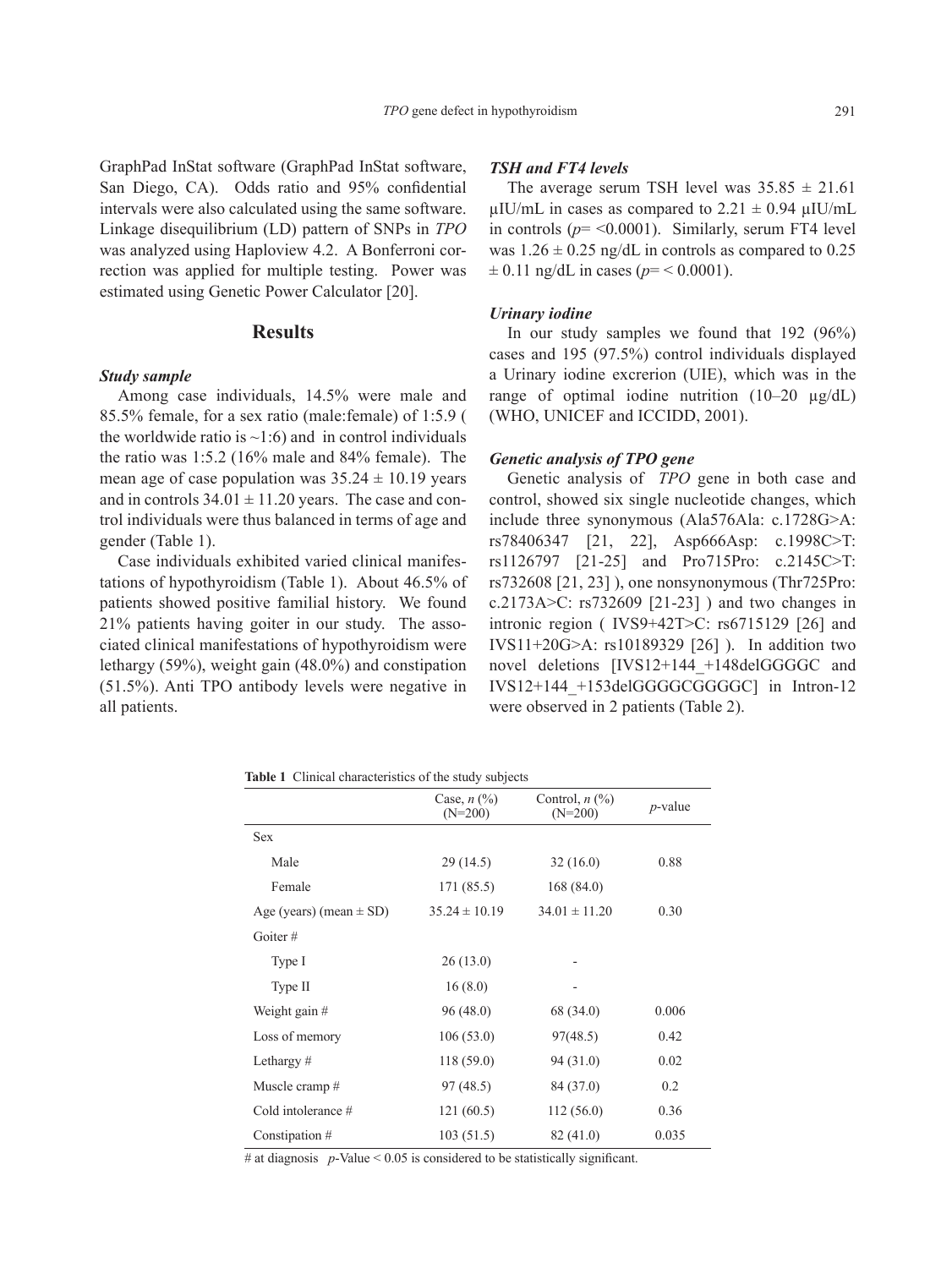GraphPad InStat software (GraphPad InStat software, San Diego, CA). Odds ratio and 95% confidential intervals were also calculated using the same software. Linkage disequilibrium (LD) pattern of SNPs in *TPO* was analyzed using Haploview 4.2. A Bonferroni correction was applied for multiple testing. Power was estimated using Genetic Power Calculator [20].

## Results

### *Study sample*

Among case individuals, 14.5% were male and 85.5% female, for a sex ratio (male:female) of 1:5.9 ( the worldwide ratio is ~1:6) and in control individuals the ratio was 1:5.2 (16% male and 84% female). The mean age of case population was 35.24 ± 10.19 years and in controls 34.01 ± 11.20 years. The case and control individuals were thus balanced in terms of age and gender (Table 1).

Case individuals exhibited varied clinical manifestations of hypothyroidism (Table 1). About 46.5% of patients showed positive familial history. We found 21% patients having goiter in our study. The associated clinical manifestations of hypothyroidism were lethargy (59%), weight gain (48.0%) and constipation (51.5%). Anti TPO antibody levels were negative in all patients.

### *TSH and FT4 levels*

The average serum TSH level was 35.85 ± 21.61 µIU/mL in cases as compared to 2.21 ± 0.94 µIU/mL in controls ($p$= <0.0001). Similarly, serum FT4 level was 1.26 ± 0.25 ng/dL in controls as compared to 0.25 ± 0.11 ng/dL in cases ($p$= < 0.0001).

### *Urinary iodine*

In our study samples we found that 192 (96%) cases and 195 (97.5%) control individuals displayed a Urinary iodine excrerion (UIE), which was in the range of optimal iodine nutrition (10–20 µg/dL) (WHO, UNICEF and ICCIDD, 2001).

### *Genetic analysis of TPO gene*

Genetic analysis of *TPO* gene in both case and control, showed six single nucleotide changes, which include three synonymous (Ala576Ala: c.1728G>A: rs78406347 [21, 22], Asp666Asp: c.1998C>T: rs1126797 [21-25] and Pro715Pro: c.2145C>T: rs732608 [21, 23] ), one nonsynonymous (Thr725Pro: c.2173A>C: rs732609 [21-23] ) and two changes in intronic region ( IVS9+42T>C: rs6715129 [26] and IVS11+20G>A: rs10189329 [26] ). In addition two novel deletions [IVS12+144_+148delGGGGC and IVS12+144_+153delGGGGCGGGGC] in Intron-12 were observed in 2 patients (Table 2).

**Table 1** Clinical characteristics of the study subjects

| | Case, *n* (%) (N=200) | Control, *n* (%) (N=200) | *p*-value |
|---|---|---|---|
| Sex | | | |
| Male | 29 (14.5) | 32 (16.0) | 0.88 |
| Female | 171 (85.5) | 168 (84.0) | |
| Age (years) (mean ± SD) | 35.24 ± 10.19 | 34.01 ± 11.20 | 0.30 |
| Goiter # | | | |
| Type I | 26 (13.0) | - | |
| Type II | 16 (8.0) | - | |
| Weight gain # | 96 (48.0) | 68 (34.0) | 0.006 |
| Loss of memory | 106 (53.0) | 97(48.5) | 0.42 |
| Lethargy # | 118 (59.0) | 94 (31.0) | 0.02 |
| Muscle cramp # | 97 (48.5) | 84 (37.0) | 0.2 |
| Cold intolerance # | 121 (60.5) | 112 (56.0) | 0.36 |
| Constipation # | 103 (51.5) | 82 (41.0) | 0.035 |

\# at diagnosis *p*-Value < 0.05 is considered to be statistically significant.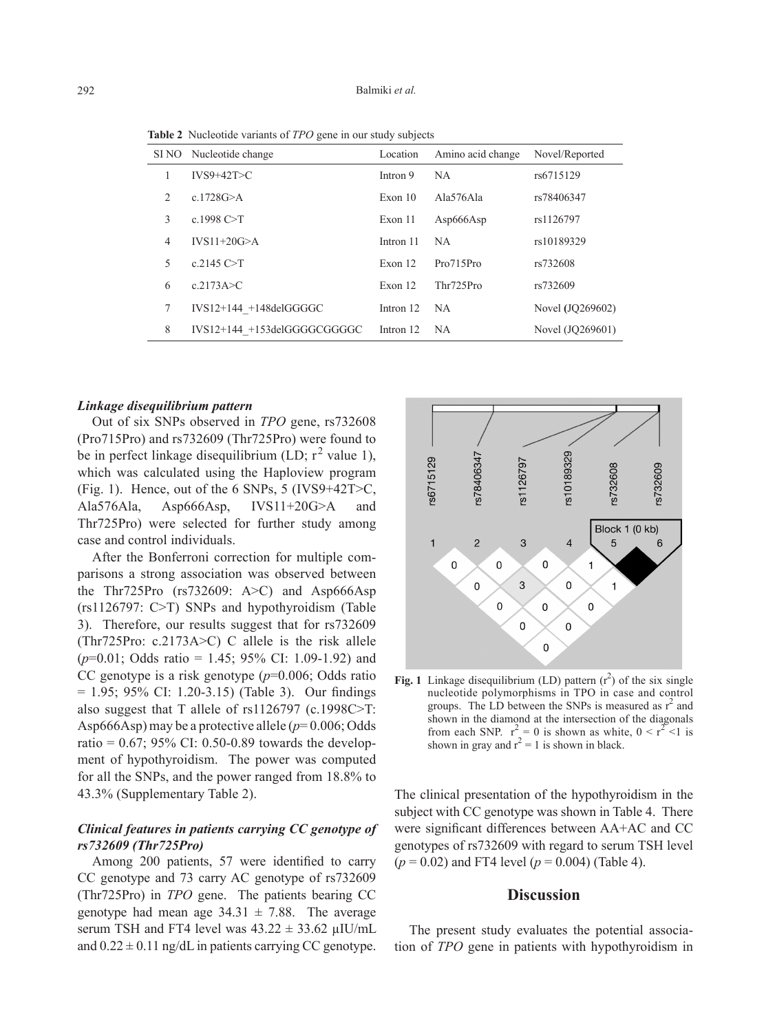**Table 2** Nucleotide variants of *TPO* gene in our study subjects

| SI NO | Nucleotide change | Location | Amino acid change | Novel/Reported |
|---|---|---|---|---|
| 1 | IVS9+42T>C | Intron 9 | NA | rs6715129 |
| 2 | c.1728G>A | Exon 10 | Ala576Ala | rs78406347 |
| 3 | c.1998 C>T | Exon 11 | Asp666Asp | rs1126797 |
| 4 | IVS11+20G>A | Intron 11 | NA | rs10189329 |
| 5 | c.2145 C>T | Exon 12 | Pro715Pro | rs732608 |
| 6 | c.2173A>C | Exon 12 | Thr725Pro | rs732609 |
| 7 | IVS12+144_+148delGGGGC | Intron 12 | NA | Novel **(**JQ269602) |
| 8 | IVS12+144_+153delGGGGCGGGGC | Intron 12 | NA | Novel (JQ269601) |

***Linkage disequilibrium pattern***

Out of six SNPs observed in *TPO* gene, rs732608 (Pro715Pro) and rs732609 (Thr725Pro) were found to be in perfect linkage disequilibrium (LD; $r^2$ value 1), which was calculated using the Haploview program (Fig. 1). Hence, out of the 6 SNPs, 5 (IVS9+42T>C, Ala576Ala, Asp666Asp, IVS11+20G>A and Thr725Pro) were selected for further study among case and control individuals.

After the Bonferroni correction for multiple comparisons a strong association was observed between the Thr725Pro (rs732609: A>C) and Asp666Asp (rs1126797: C>T) SNPs and hypothyroidism (Table 3). Therefore, our results suggest that for rs732609 (Thr725Pro: c.2173A>C) C allele is the risk allele ($p$=0.01; Odds ratio = 1.45; 95% CI: 1.09-1.92) and CC genotype is a risk genotype ($p$=0.006; Odds ratio = 1.95; 95% CI: 1.20-3.15) (Table 3). Our findings also suggest that T allele of rs1126797 (c.1998C>T: Asp666Asp) may be a protective allele ($p$= 0.006; Odds ratio = 0.67; 95% CI: 0.50-0.89 towards the development of hypothyroidism. The power was computed for all the SNPs, and the power ranged from 18.8% to 43.3% (Supplementary Table 2).

***Clinical features in patients carrying CC genotype of rs732609 (Thr725Pro)***

Among 200 patients, 57 were identified to carry CC genotype and 73 carry AC genotype of rs732609 (Thr725Pro) in *TPO* gene. The patients bearing CC genotype had mean age 34.31 ± 7.88. The average serum TSH and FT4 level was 43.22 ± 33.62 µIU/mL and 0.22 ± 0.11 ng/dL in patients carrying CC genotype.

**Fig. 1** Linkage disequilibrium (LD) pattern ($r^2$) of the six single nucleotide polymorphisms in TPO in case and control groups. The LD between the SNPs is measured as $r^2$ and shown in the diamond at the intersection of the diagonals from each SNP. $r^2$ = 0 is shown as white, $0 < r^2 < 1$ is shown in gray and $r^2$ = 1 is shown in black.

The clinical presentation of the hypothyroidism in the subject with CC genotype was shown in Table 4. There were significant differences between AA+AC and CC genotypes of rs732609 with regard to serum TSH level ($p$ = 0.02) and FT4 level ($p$ = 0.004) (Table 4).

## Discussion

The present study evaluates the potential association of *TPO* gene in patients with hypothyroidism in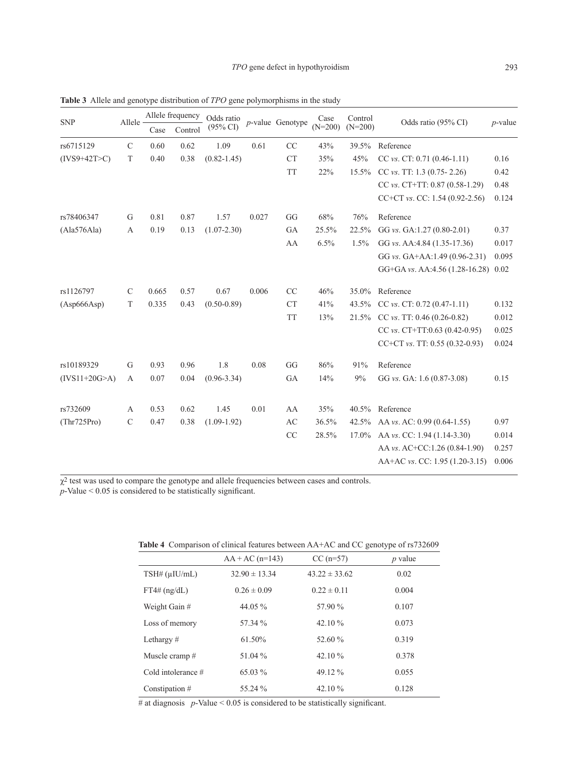**Table 3** Allele and genotype distribution of *TPO* gene polymorphisms in the study

| SNP | Allele | Allele frequency | | Odds ratio (95% CI) | *p*-value | Genotype | Case (N=200) | Control (N=200) | Odds ratio (95% CI) | *p*-value |
|---|---|---|---|---|---|---|---|---|---|---|
| | | Case | Control | | | | | | | |
| rs6715129 | C | 0.60 | 0.62 | 1.09 | 0.61 | CC | 43% | 39.5% | Reference | |
| (IVS9+42T>C) | T | 0.40 | 0.38 | (0.82-1.45) | | CT | 35% | 45% | CC *vs*. CT: 0.71 (0.46-1.11) | 0.16 |
| | | | | | | TT | 22% | 15.5% | CC *vs*. TT: 1.3 (0.75- 2.26) | 0.42 |
| | | | | | | | | | CC *vs*. CT+TT: 0.87 (0.58-1.29) | 0.48 |
| | | | | | | | | | CC+CT *vs*. CC: 1.54 (0.92-2.56) | 0.124 |
| rs78406347 | G | 0.81 | 0.87 | 1.57 | 0.027 | GG | 68% | 76% | Reference | |
| (Ala576Ala) | A | 0.19 | 0.13 | (1.07-2.30) | | GA | 25.5% | 22.5% | GG *vs*. GA:1.27 (0.80-2.01) | 0.37 |
| | | | | | | AA | 6.5% | 1.5% | GG *vs*. AA:4.84 (1.35-17.36) | 0.017 |
| | | | | | | | | | GG *vs*. GA+AA:1.49 (0.96-2.31) | 0.095 |
| | | | | | | | | | GG+GA *vs*. AA:4.56 (1.28-16.28) | 0.02 |
| rs1126797 | C | 0.665 | 0.57 | 0.67 | 0.006 | CC | 46% | 35.0% | Reference | |
| (Asp666Asp) | T | 0.335 | 0.43 | (0.50-0.89) | | CT | 41% | 43.5% | CC *vs*. CT: 0.72 (0.47-1.11) | 0.132 |
| | | | | | | TT | 13% | 21.5% | CC *vs*. TT: 0.46 (0.26-0.82) | 0.012 |
| | | | | | | | | | CC *vs*. CT+TT:0.63 (0.42-0.95) | 0.025 |
| | | | | | | | | | CC+CT *vs*. TT: 0.55 (0.32-0.93) | 0.024 |
| rs10189329 | G | 0.93 | 0.96 | 1.8 | 0.08 | GG | 86% | 91% | Reference | |
| (IVS11+20G>A) | A | 0.07 | 0.04 | (0.96-3.34) | | GA | 14% | 9% | GG *vs*. GA: 1.6 (0.87-3.08) | 0.15 |
| rs732609 | A | 0.53 | 0.62 | 1.45 | 0.01 | AA | 35% | 40.5% | Reference | |
| (Thr725Pro) | C | 0.47 | 0.38 | (1.09-1.92) | | AC | 36.5% | 42.5% | AA *vs*. AC: 0.99 (0.64-1.55) | 0.97 |
| | | | | | | CC | 28.5% | 17.0% | AA *vs*. CC: 1.94 (1.14-3.30) | 0.014 |
| | | | | | | | | | AA *vs*. AC+CC:1.26 (0.84-1.90) | 0.257 |
| | | | | | | | | | AA+AC *vs*. CC: 1.95 (1.20-3.15) | 0.006 |

$\chi^2$ test was used to compare the genotype and allele frequencies between cases and controls.
*p*-Value < 0.05 is considered to be statistically significant.

**Table 4** Comparison of clinical features between AA+AC and CC genotype of rs732609

| | AA + AC (n=143) | CC (n=57) | *p* value |
|---|---|---|---|
| TSH# (μIU/mL) | 32.90 ± 13.34 | 43.22 ± 33.62 | 0.02 |
| FT4# (ng/dL) | 0.26 ± 0.09 | 0.22 ± 0.11 | 0.004 |
| Weight Gain # | 44.05 % | 57.90 % | 0.107 |
| Loss of memory | 57.34 % | 42.10 % | 0.073 |
| Lethargy # | 61.50% | 52.60 % | 0.319 |
| Muscle cramp # | 51.04 % | 42.10 % | 0.378 |
| Cold intolerance # | 65.03 % | 49.12 % | 0.055 |
| Constipation # | 55.24 % | 42.10 % | 0.128 |

\# at diagnosis *p*-Value < 0.05 is considered to be statistically significant.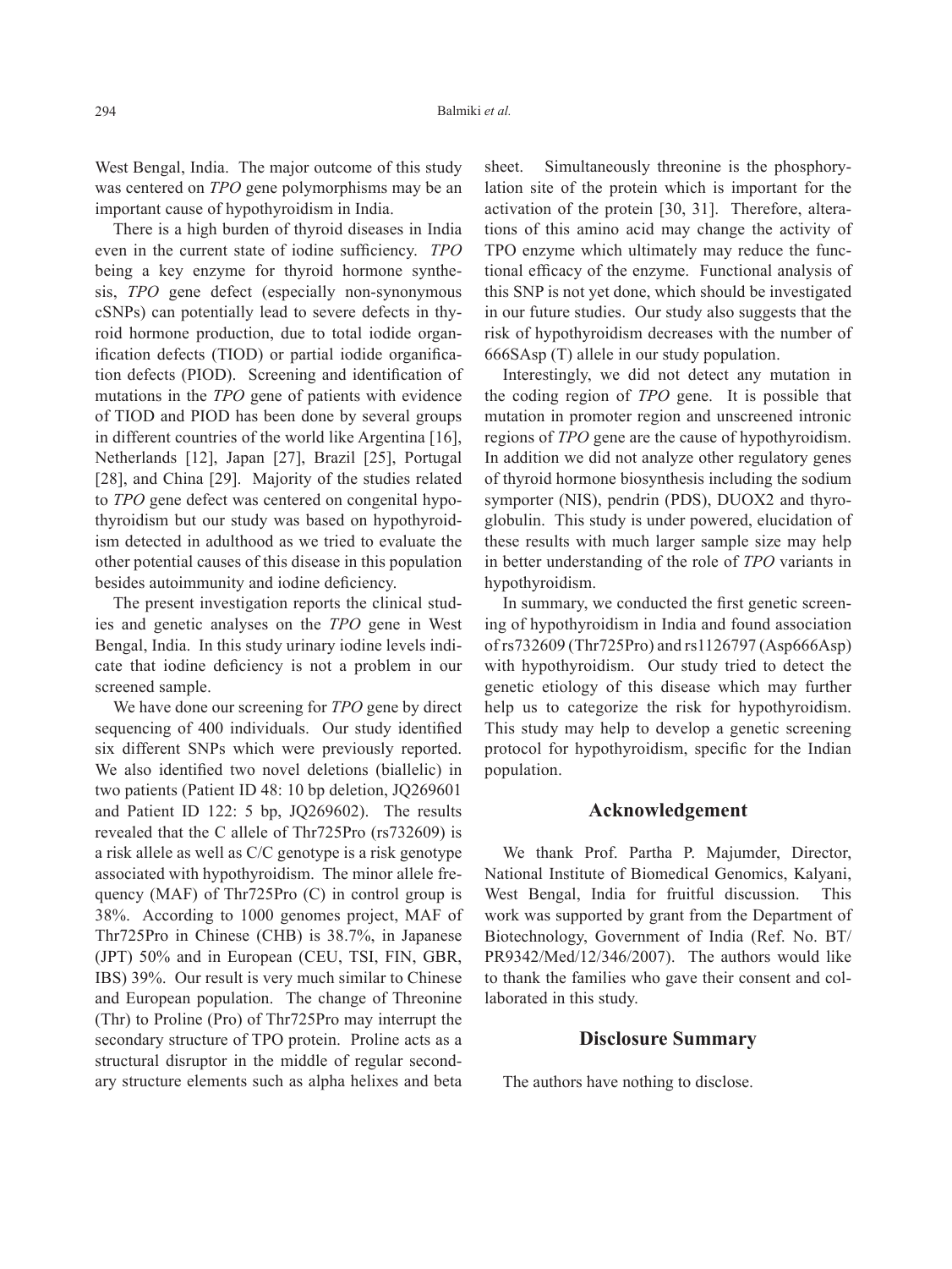West Bengal, India. The major outcome of this study was centered on *TPO* gene polymorphisms may be an important cause of hypothyroidism in India.

There is a high burden of thyroid diseases in India even in the current state of iodine sufficiency. *TPO* being a key enzyme for thyroid hormone synthesis, *TPO* gene defect (especially non-synonymous cSNPs) can potentially lead to severe defects in thyroid hormone production, due to total iodide organification defects (TIOD) or partial iodide organification defects (PIOD). Screening and identification of mutations in the *TPO* gene of patients with evidence of TIOD and PIOD has been done by several groups in different countries of the world like Argentina [16], Netherlands [12], Japan [27], Brazil [25], Portugal [28], and China [29]. Majority of the studies related to *TPO* gene defect was centered on congenital hypothyroidism but our study was based on hypothyroidism detected in adulthood as we tried to evaluate the other potential causes of this disease in this population besides autoimmunity and iodine deficiency.

The present investigation reports the clinical studies and genetic analyses on the *TPO* gene in West Bengal, India. In this study urinary iodine levels indicate that iodine deficiency is not a problem in our screened sample.

We have done our screening for *TPO* gene by direct sequencing of 400 individuals. Our study identified six different SNPs which were previously reported. We also identified two novel deletions (biallelic) in two patients (Patient ID 48: 10 bp deletion, JQ269601 and Patient ID 122: 5 bp, JQ269602). The results revealed that the C allele of Thr725Pro (rs732609) is a risk allele as well as C/C genotype is a risk genotype associated with hypothyroidism. The minor allele frequency (MAF) of Thr725Pro (C) in control group is 38%. According to 1000 genomes project, MAF of Thr725Pro in Chinese (CHB) is 38.7%, in Japanese (JPT) 50% and in European (CEU, TSI, FIN, GBR, IBS) 39%. Our result is very much similar to Chinese and European population. The change of Threonine (Thr) to Proline (Pro) of Thr725Pro may interrupt the secondary structure of TPO protein. Proline acts as a structural disruptor in the middle of regular secondary structure elements such as alpha helixes and beta sheet. Simultaneously threonine is the phosphorylation site of the protein which is important for the activation of the protein [30, 31]. Therefore, alterations of this amino acid may change the activity of TPO enzyme which ultimately may reduce the functional efficacy of the enzyme. Functional analysis of this SNP is not yet done, which should be investigated in our future studies. Our study also suggests that the risk of hypothyroidism decreases with the number of 666SAsp (T) allele in our study population.

Interestingly, we did not detect any mutation in the coding region of *TPO* gene. It is possible that mutation in promoter region and unscreened intronic regions of *TPO* gene are the cause of hypothyroidism. In addition we did not analyze other regulatory genes of thyroid hormone biosynthesis including the sodium symporter (NIS), pendrin (PDS), DUOX2 and thyroglobulin. This study is under powered, elucidation of these results with much larger sample size may help in better understanding of the role of *TPO* variants in hypothyroidism.

In summary, we conducted the first genetic screening of hypothyroidism in India and found association of rs732609 (Thr725Pro) and rs1126797 (Asp666Asp) with hypothyroidism. Our study tried to detect the genetic etiology of this disease which may further help us to categorize the risk for hypothyroidism. This study may help to develop a genetic screening protocol for hypothyroidism, specific for the Indian population.

## Acknowledgement

We thank Prof. Partha P. Majumder, Director, National Institute of Biomedical Genomics, Kalyani, West Bengal, India for fruitful discussion. This work was supported by grant from the Department of Biotechnology, Government of India (Ref. No. BT/PR9342/Med/12/346/2007). The authors would like to thank the families who gave their consent and collaborated in this study.

## Disclosure Summary

The authors have nothing to disclose.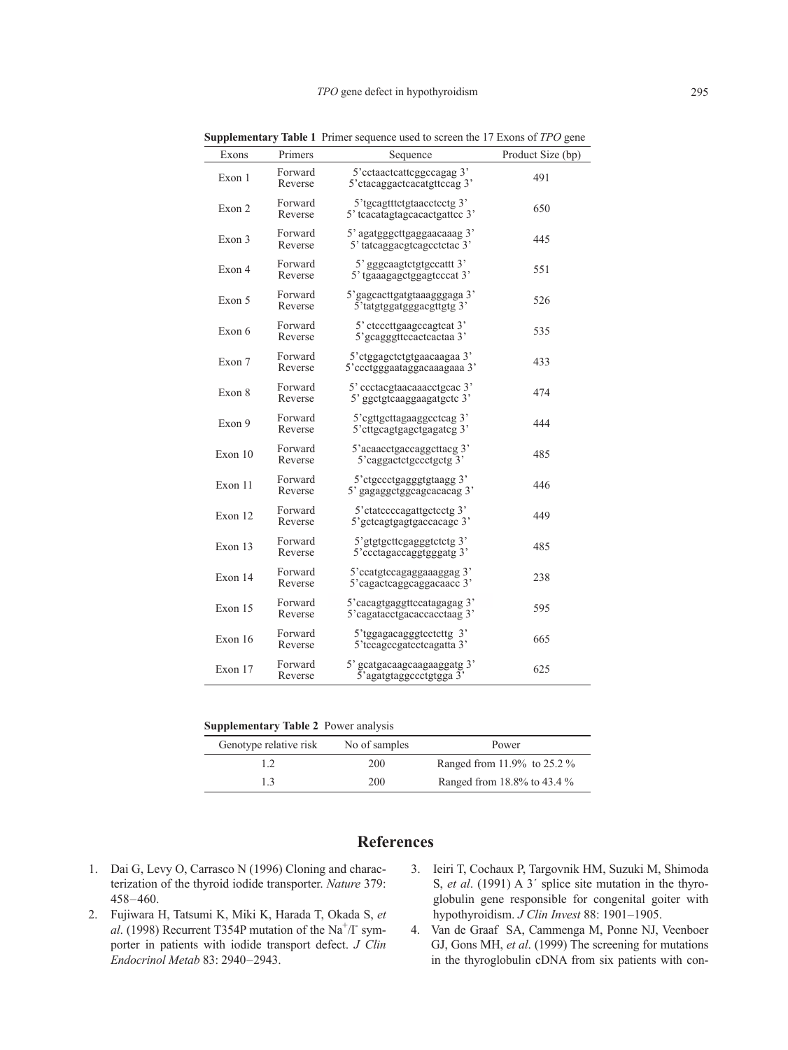**Supplementary Table 1** Primer sequence used to screen the 17 Exons of *TPO* gene

| Exons | Primers | Sequence | Product Size (bp) |
|---|---|---|---|
| Exon 1 | Forward<br>Reverse | 5'cctaactcattcggccagag 3'<br>5'ctacaggactcacatgttccag 3' | 491 |
| Exon 2 | Forward<br>Reverse | 5'tgcagtttctgtaacctcctg 3'<br>5' tcacatagtagcacactgattcc 3' | 650 |
| Exon 3 | Forward<br>Reverse | 5' agatgggcttgaggaacaaag 3'<br>5' tatcaggacgtcagcctctac 3' | 445 |
| Exon 4 | Forward<br>Reverse | 5' gggcaagtctgtgccattt 3'<br>5' tgaaagagctggagtcccat 3' | 551 |
| Exon 5 | Forward<br>Reverse | 5'gagcacttgatgtaaagggaga 3'<br>5'tatgtggatgggacgttgtg 3' | 526 |
| Exon 6 | Forward<br>Reverse | 5' ctcccttgaagccagtcat 3'<br>5'gcagggttccactcactaa 3' | 535 |
| Exon 7 | Forward<br>Reverse | 5'ctggagctctgtgaacaagaa 3'<br>5'ccctgggaataggacaaagaaa 3' | 433 |
| Exon 8 | Forward<br>Reverse | 5' ccctacgtaacaaacctgcac 3'<br>5' ggctgtcaaggaagatgctc 3' | 474 |
| Exon 9 | Forward<br>Reverse | 5'cgttgcttagaaggcctcag 3'<br>5'cttgcagtgagctgagatcg 3' | 444 |
| Exon 10 | Forward<br>Reverse | 5'acaacctgaccaggcttacg 3'<br>5'caggactctgccctgctg 3' | 485 |
| Exon 11 | Forward<br>Reverse | 5'ctgccctgagggtgtaagg 3'<br>5' gagaggctggcagcacacag 3' | 446 |
| Exon 12 | Forward<br>Reverse | 5'ctatccccagattgctcctg 3'<br>5'gctcagtgagtgaccacagc 3' | 449 |
| Exon 13 | Forward<br>Reverse | 5'gtgtgcttcgagggtctctg 3'<br>5'ccctagaccaggtgggatg 3' | 485 |
| Exon 14 | Forward<br>Reverse | 5'ccatgtccagaggaaaggag 3'<br>5'cagactcaggcaggacaacc 3' | 238 |
| Exon 15 | Forward<br>Reverse | 5'cacagtgaggttccatagagag 3'<br>5'cagatacctgacaccacctaag 3' | 595 |
| Exon 16 | Forward<br>Reverse | 5'tggagacagggtcctcttg 3'<br>5'tccagccgatcctcagatta 3' | 665 |
| Exon 17 | Forward<br>Reverse | 5' gcatgacaagcaagaaggatg 3'<br>5'agatgtaggccctgtgga 3' | 625 |

**Supplementary Table 2** Power analysis

| Genotype relative risk | No of samples | Power |
|---|---|---|
| 1.2 | 200 | Ranged from 11.9% to 25.2 % |
| 1.3 | 200 | Ranged from 18.8% to 43.4 % |

## References

1. Dai G, Levy O, Carrasco N (1996) Cloning and characterization of the thyroid iodide transporter. *Nature* 379: 458–460.
2. Fujiwara H, Tatsumi K, Miki K, Harada T, Okada S, *et al*. (1998) Recurrent T354P mutation of the $Na^+/I^-$ symporter in patients with iodide transport defect. *J Clin Endocrinol Metab* 83: 2940–2943.
3. Ieiri T, Cochaux P, Targovnik HM, Suzuki M, Shimoda S, *et al*. (1991) A 3′ splice site mutation in the thyroglobulin gene responsible for congenital goiter with hypothyroidism. *J Clin Invest* 88: 1901–1905.
4. Van de Graaf SA, Cammenga M, Ponne NJ, Veenboer GJ, Gons MH, *et al*. (1999) The screening for mutations in the thyroglobulin cDNA from six patients with con-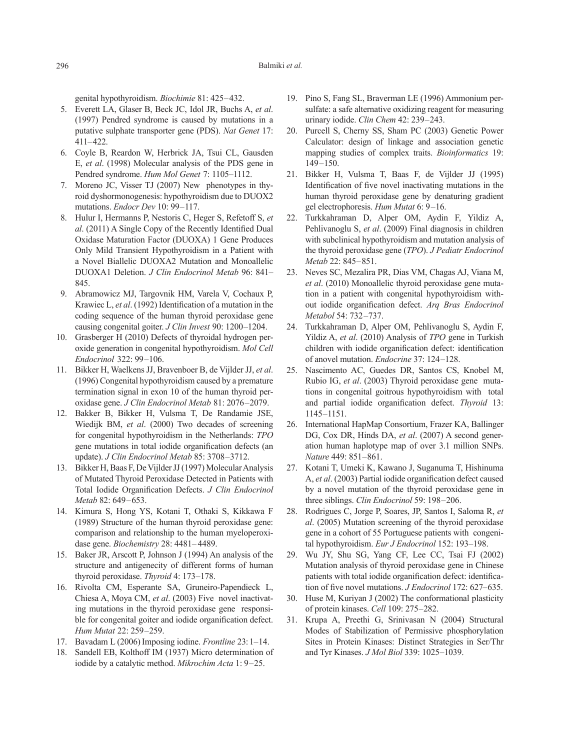genital hypothyroidism. *Biochimie* 81: 425–432.

5. Everett LA, Glaser B, Beck JC, Idol JR, Buchs A, *et al*. (1997) Pendred syndrome is caused by mutations in a putative sulphate transporter gene (PDS). *Nat Genet* 17: 411–422.
6. Coyle B, Reardon W, Herbrick JA, Tsui CL, Gausden E, *et al*. (1998) Molecular analysis of the PDS gene in Pendred syndrome. *Hum Mol Genet* 7: 1105–1112.
7. Moreno JC, Visser TJ (2007) New phenotypes in thyroid dyshormonogenesis: hypothyroidism due to DUOX2 mutations. *Endocr Dev* 10: 99–117.
8. Hulur I, Hermanns P, Nestoris C, Heger S, Refetoff S, *et al*. (2011) A Single Copy of the Recently Identified Dual Oxidase Maturation Factor (DUOXA) 1 Gene Produces Only Mild Transient Hypothyroidism in a Patient with a Novel Biallelic DUOXA2 Mutation and Monoallelic DUOXA1 Deletion. *J Clin Endocrinol Metab* 96: 841–845.
9. Abramowicz MJ, Targovnik HM, Varela V, Cochaux P, Krawiec L, *et al*. (1992) Identification of a mutation in the coding sequence of the human thyroid peroxidase gene causing congenital goiter. *J Clin Invest* 90: 1200–1204.
10. Grasberger H (2010) Defects of thyroidal hydrogen peroxide generation in congenital hypothyroidism. *Mol Cell Endocrinol* 322: 99–106.
11. Bikker H, Waelkens JJ, Bravenboer B, de Vijlder JJ, *et al*. (1996) Congenital hypothyroidism caused by a premature termination signal in exon 10 of the human thyroid peroxidase gene. *J Clin Endocrinol Metab* 81: 2076–2079.
12. Bakker B, Bikker H, Vulsma T, De Randamie JSE, Wiedijk BM, *et al*. (2000) Two decades of screening for congenital hypothyroidism in the Netherlands: *TPO* gene mutations in total iodide organification defects (an update). *J Clin Endocrinol Metab* 85: 3708–3712.
13. Bikker H, Baas F, De Vijlder JJ (1997) Molecular Analysis of Mutated Thyroid Peroxidase Detected in Patients with Total Iodide Organification Defects. *J Clin Endocrinol Metab* 82: 649–653.
14. Kimura S, Hong YS, Kotani T, Othaki S, Kikkawa F (1989) Structure of the human thyroid peroxidase gene: comparison and relationship to the human myeloperoxidase gene. *Biochemistry* 28: 4481–4489.
15. Baker JR, Arscott P, Johnson J (1994) An analysis of the structure and antigenecity of different forms of human thyroid peroxidase. *Thyroid* 4: 173–178.
16. Rivolta CM, Esperante SA, Gruneiro-Papendieck L, Chiesa A, Moya CM, *et al*. (2003) Five novel inactivating mutations in the thyroid peroxidase gene responsible for congenital goiter and iodide organification defect. *Hum Mutat* 22: 259–259.
17. Bavadam L (2006) Imposing iodine. *Frontline* 23: 1–14.
18. Sandell EB, Kolthoff IM (1937) Micro determination of iodide by a catalytic method. *Mikrochim Acta* 1: 9–25.
19. Pino S, Fang SL, Braverman LE (1996) Ammonium persulfate: a safe alternative oxidizing reagent for measuring urinary iodide. *Clin Chem* 42: 239–243.
20. Purcell S, Cherny SS, Sham PC (2003) Genetic Power Calculator: design of linkage and association genetic mapping studies of complex traits. *Bioinformatics* 19: 149–150.
21. Bikker H, Vulsma T, Baas F, de Vijlder JJ (1995) Identification of five novel inactivating mutations in the human thyroid peroxidase gene by denaturing gradient gel electrophoresis. *Hum Mutat* 6: 9–16.
22. Turkkahraman D, Alper OM, Aydin F, Yildiz A, Pehlivanoglu S, *et al*. (2009) Final diagnosis in children with subclinical hypothyroidism and mutation analysis of the thyroid peroxidase gene (*TPO*). *J Pediatr Endocrinol Metab* 22: 845–851.
23. Neves SC, Mezalira PR, Dias VM, Chagas AJ, Viana M, *et al*. (2010) Monoallelic thyroid peroxidase gene mutation in a patient with congenital hypothyroidism without iodide organification defect. *Arq Bras Endocrinol Metabol* 54: 732–737.
24. Turkkahraman D, Alper OM, Pehlivanoglu S, Aydin F, Yildiz A, *et al*. (2010) Analysis of *TPO* gene in Turkish children with iodide organification defect: identification of anovel mutation. *Endocrine* 37: 124–128.
25. Nascimento AC, Guedes DR, Santos CS, Knobel M, Rubio IG, *et al*. (2003) Thyroid peroxidase gene mutations in congenital goitrous hypothyroidism with total and partial iodide organification defect. *Thyroid* 13: 1145–1151.
26. International HapMap Consortium, Frazer KA, Ballinger DG, Cox DR, Hinds DA, *et al*. (2007) A second generation human haplotype map of over 3.1 million SNPs. *Nature* 449: 851–861.
27. Kotani T, Umeki K, Kawano J, Suganuma T, Hishinuma A, *et al*. (2003) Partial iodide organification defect caused by a novel mutation of the thyroid peroxidase gene in three siblings. *Clin Endocrinol* 59: 198–206.
28. Rodrigues C, Jorge P, Soares, JP, Santos I, Saloma R, *et al*. (2005) Mutation screening of the thyroid peroxidase gene in a cohort of 55 Portuguese patients with congenital hypothyroidism. *Eur J Endocrinol* 152: 193–198.
29. Wu JY, Shu SG, Yang CF, Lee CC, Tsai FJ (2002) Mutation analysis of thyroid peroxidase gene in Chinese patients with total iodide organification defect: identification of five novel mutations. *J Endocrinol* 172: 627–635.
30. Huse M, Kuriyan J (2002) The conformational plasticity of protein kinases. *Cell* 109: 275–282.
31. Krupa A, Preethi G, Srinivasan N (2004) Structural Modes of Stabilization of Permissive phosphorylation Sites in Protein Kinases: Distinct Strategies in Ser/Thr and Tyr Kinases. *J Mol Biol* 339: 1025–1039.